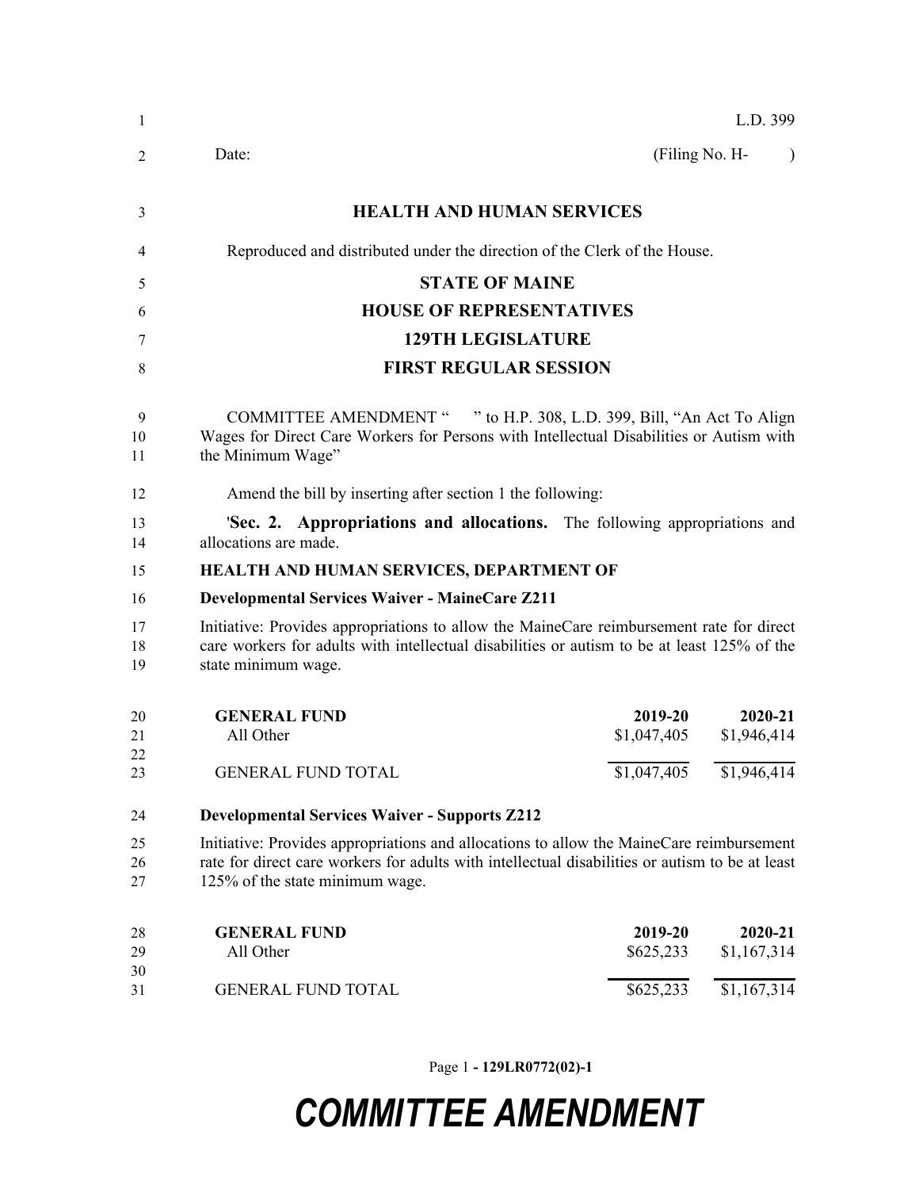L.D. 399

Date: (Filing No. H- )

# HEALTH AND HUMAN SERVICES

Reproduced and distributed under the direction of the Clerk of the House.

## STATE OF MAINE
## HOUSE OF REPRESENTATIVES
## 129TH LEGISLATURE
## FIRST REGULAR SESSION

COMMITTEE AMENDMENT " " to H.P. 308, L.D. 399, Bill, "An Act To Align Wages for Direct Care Workers for Persons with Intellectual Disabilities or Autism with the Minimum Wage"

Amend the bill by inserting after section 1 the following:

'**Sec. 2. Appropriations and allocations.** The following appropriations and allocations are made.

**HEALTH AND HUMAN SERVICES, DEPARTMENT OF**

**Developmental Services Waiver - MaineCare Z211**

Initiative: Provides appropriations to allow the MaineCare reimbursement rate for direct care workers for adults with intellectual disabilities or autism to be at least 125% of the state minimum wage.

| GENERAL FUND | 2019-20 | 2020-21 |
|---|---|---|
| All Other | $1,047,405 | $1,946,414 |
| GENERAL FUND TOTAL | $1,047,405 | $1,946,414 |

**Developmental Services Waiver - Supports Z212**

Initiative: Provides appropriations and allocations to allow the MaineCare reimbursement rate for direct care workers for adults with intellectual disabilities or autism to be at least 125% of the state minimum wage.

| GENERAL FUND | 2019-20 | 2020-21 |
|---|---|---|
| All Other | $625,233 | $1,167,314 |
| GENERAL FUND TOTAL | $625,233 | $1,167,314 |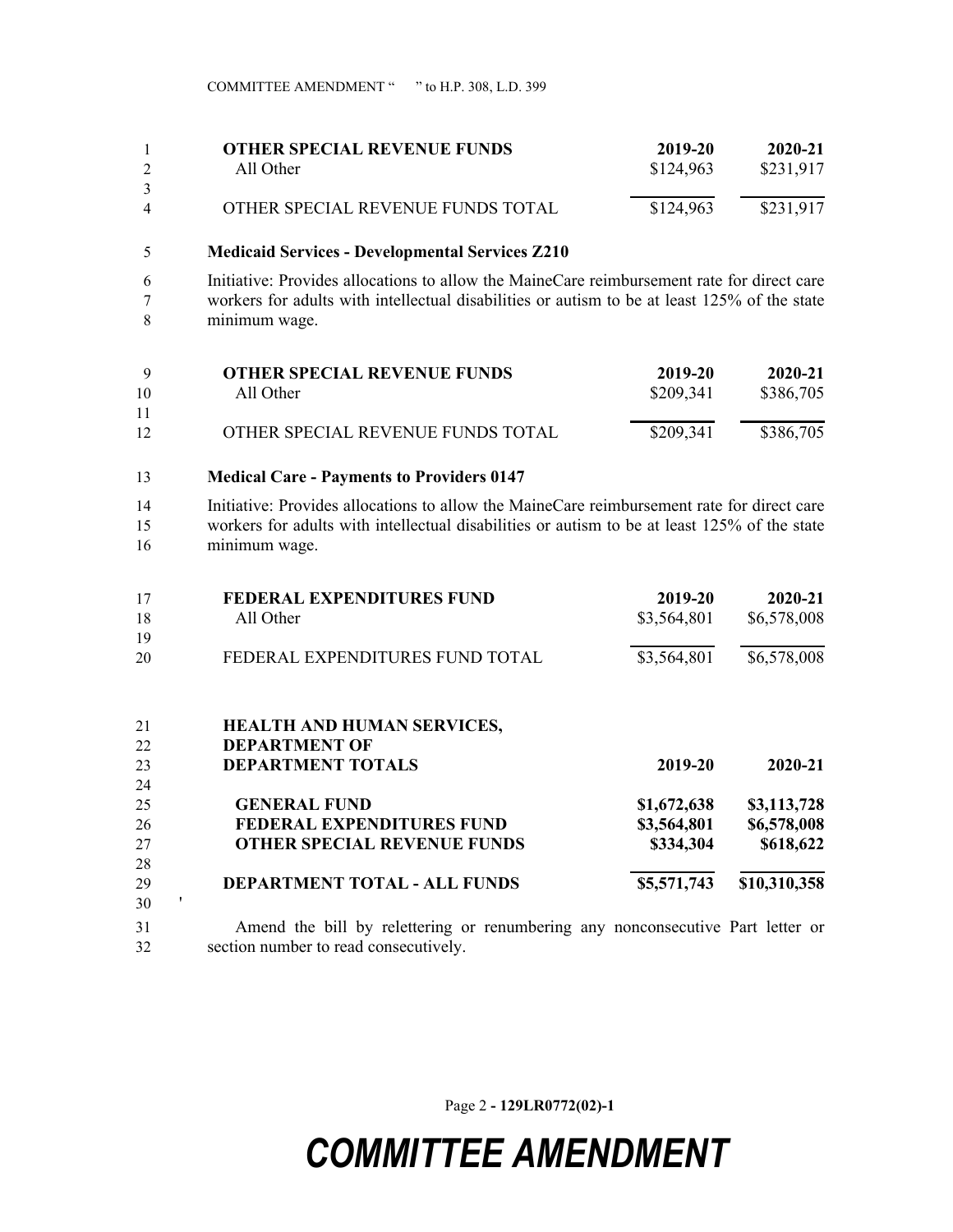| OTHER SPECIAL REVENUE FUNDS | 2019-20 | 2020-21 |
|---|---|---|
| All Other | $124,963 | $231,917 |
| OTHER SPECIAL REVENUE FUNDS TOTAL | $124,963 | $231,917 |

**Medicaid Services - Developmental Services Z210**

Initiative: Provides allocations to allow the MaineCare reimbursement rate for direct care workers for adults with intellectual disabilities or autism to be at least 125% of the state minimum wage.

| OTHER SPECIAL REVENUE FUNDS | 2019-20 | 2020-21 |
|---|---|---|
| All Other | $209,341 | $386,705 |
| OTHER SPECIAL REVENUE FUNDS TOTAL | $209,341 | $386,705 |

**Medical Care - Payments to Providers 0147**

Initiative: Provides allocations to allow the MaineCare reimbursement rate for direct care workers for adults with intellectual disabilities or autism to be at least 125% of the state minimum wage.

| FEDERAL EXPENDITURES FUND | 2019-20 | 2020-21 |
|---|---|---|
| All Other | $3,564,801 | $6,578,008 |
| FEDERAL EXPENDITURES FUND TOTAL | $3,564,801 | $6,578,008 |

| HEALTH AND HUMAN SERVICES, DEPARTMENT OF DEPARTMENT TOTALS | 2019-20 | 2020-21 |
|---|---|---|
| **GENERAL FUND** | **$1,672,638** | **$3,113,728** |
| **FEDERAL EXPENDITURES FUND** | **$3,564,801** | **$6,578,008** |
| **OTHER SPECIAL REVENUE FUNDS** | **$334,304** | **$618,622** |
| **DEPARTMENT TOTAL - ALL FUNDS** | **$5,571,743** | **$10,310,358** |

'

Amend the bill by relettering or renumbering any nonconsecutive Part letter or section number to read consecutively.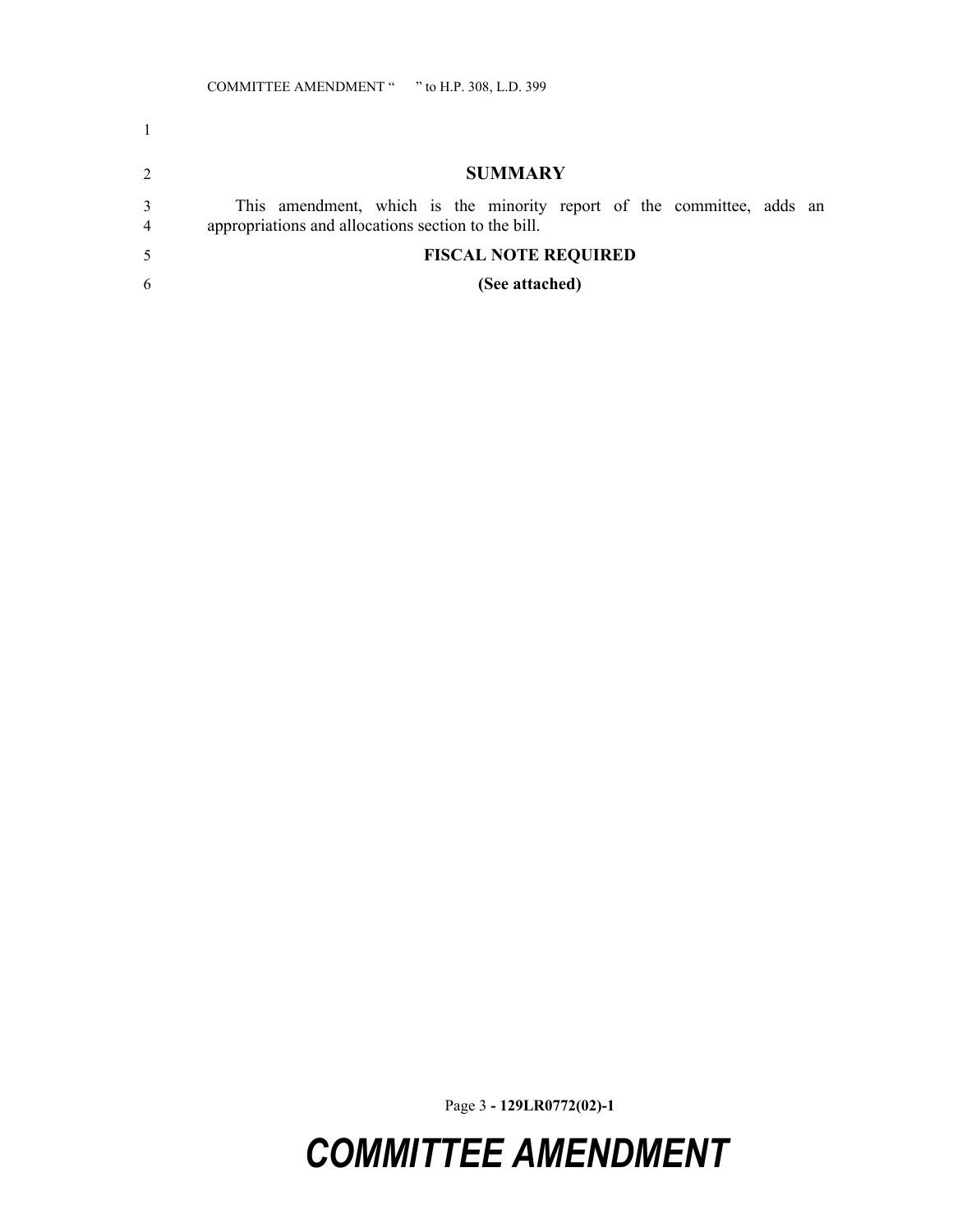## SUMMARY

This amendment, which is the minority report of the committee, adds an appropriations and allocations section to the bill.

**FISCAL NOTE REQUIRED**

**(See attached)**